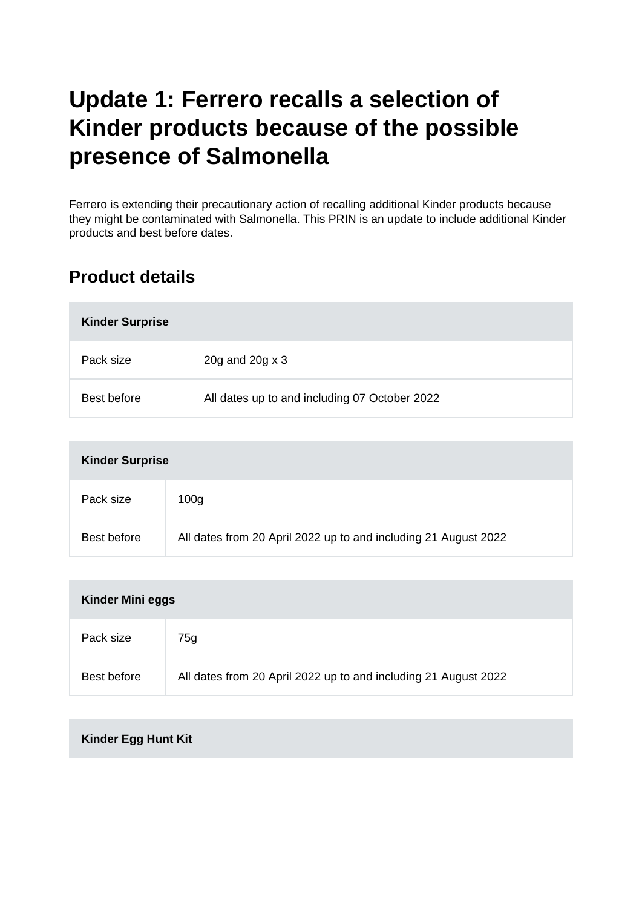# Update 1: Ferrero recalls a selection of Kinder products because of the possible presence of Salmonella

Ferrero is extending their precautionary action of recalling additional Kinder products because they might be contaminated with Salmonella. This PRIN is an update to include additional Kinder products and best before dates.

## Product details

| Kinder Surprise | |
|---|---|
| Pack size | 20g and 20g x 3 |
| Best before | All dates up to and including 07 October 2022 |

| Kinder Surprise | |
|---|---|
| Pack size | 100g |
| Best before | All dates from 20 April 2022 up to and including 21 August 2022 |

| Kinder Mini eggs | |
|---|---|
| Pack size | 75g |
| Best before | All dates from 20 April 2022 up to and including 21 August 2022 |

| Kinder Egg Hunt Kit | |
|---|---|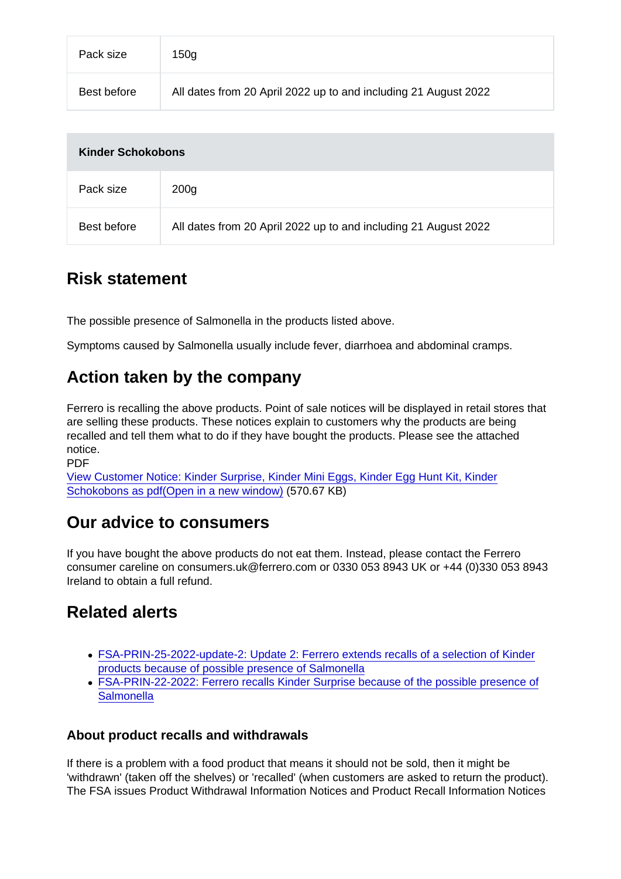| Pack size | 150g |
| --- | --- |
| Best before | All dates from 20 April 2022 up to and including 21 August 2022 |

| Kinder Schokobons | |
| --- | --- |
| Pack size | 200g |
| Best before | All dates from 20 April 2022 up to and including 21 August 2022 |

## Risk statement

The possible presence of Salmonella in the products listed above.

Symptoms caused by Salmonella usually include fever, diarrhoea and abdominal cramps.

## Action taken by the company

Ferrero is recalling the above products. Point of sale notices will be displayed in retail stores that are selling these products. These notices explain to customers why the products are being recalled and tell them what to do if they have bought the products. Please see the attached notice.
PDF
View Customer Notice: Kinder Surprise, Kinder Mini Eggs, Kinder Egg Hunt Kit, Kinder Schokobons as pdf(Open in a new window) (570.67 KB)

## Our advice to consumers

If you have bought the above products do not eat them. Instead, please contact the Ferrero consumer careline on consumers.uk@ferrero.com or 0330 053 8943 UK or +44 (0)330 053 8943 Ireland to obtain a full refund.

## Related alerts

- FSA-PRIN-25-2022-update-2: Update 2: Ferrero extends recalls of a selection of Kinder products because of possible presence of Salmonella
- FSA-PRIN-22-2022: Ferrero recalls Kinder Surprise because of the possible presence of Salmonella

### About product recalls and withdrawals

If there is a problem with a food product that means it should not be sold, then it might be 'withdrawn' (taken off the shelves) or 'recalled' (when customers are asked to return the product). The FSA issues Product Withdrawal Information Notices and Product Recall Information Notices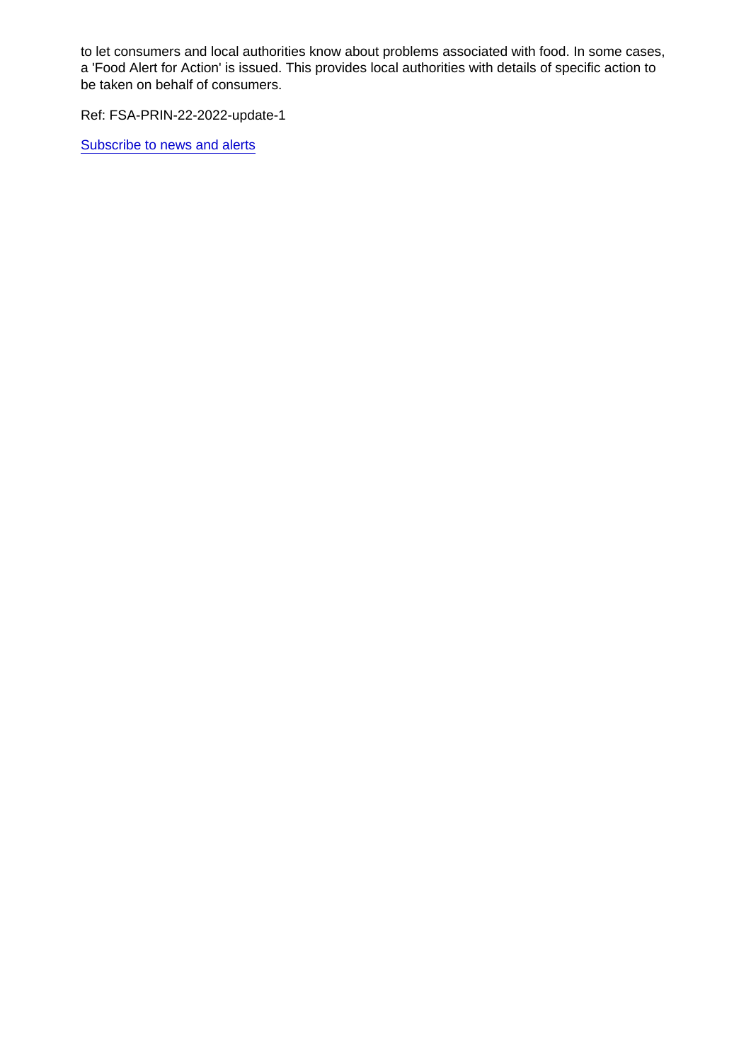to let consumers and local authorities know about problems associated with food. In some cases, a 'Food Alert for Action' is issued. This provides local authorities with details of specific action to be taken on behalf of consumers.

Ref: FSA-PRIN-22-2022-update-1

Subscribe to news and alerts